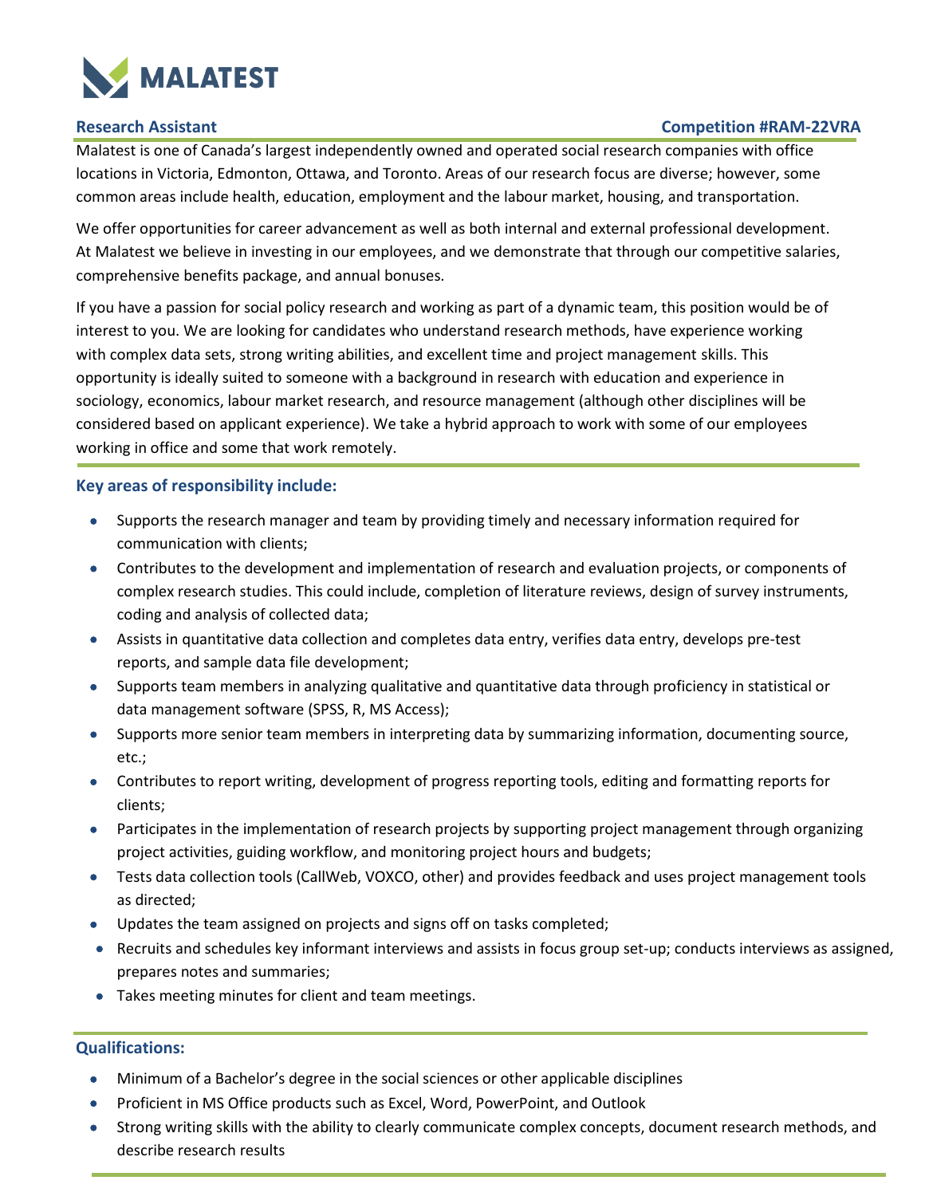# MALATEST

**Research Assistant** **Competition #RAM-22VRA**

Malatest is one of Canada's largest independently owned and operated social research companies with office locations in Victoria, Edmonton, Ottawa, and Toronto. Areas of our research focus are diverse; however, some common areas include health, education, employment and the labour market, housing, and transportation.

We offer opportunities for career advancement as well as both internal and external professional development. At Malatest we believe in investing in our employees, and we demonstrate that through our competitive salaries, comprehensive benefits package, and annual bonuses.

If you have a passion for social policy research and working as part of a dynamic team, this position would be of interest to you. We are looking for candidates who understand research methods, have experience working with complex data sets, strong writing abilities, and excellent time and project management skills. This opportunity is ideally suited to someone with a background in research with education and experience in sociology, economics, labour market research, and resource management (although other disciplines will be considered based on applicant experience). We take a hybrid approach to work with some of our employees working in office and some that work remotely.

## Key areas of responsibility include:

- Supports the research manager and team by providing timely and necessary information required for communication with clients;
- Contributes to the development and implementation of research and evaluation projects, or components of complex research studies. This could include, completion of literature reviews, design of survey instruments, coding and analysis of collected data;
- Assists in quantitative data collection and completes data entry, verifies data entry, develops pre-test reports, and sample data file development;
- Supports team members in analyzing qualitative and quantitative data through proficiency in statistical or data management software (SPSS, R, MS Access);
- Supports more senior team members in interpreting data by summarizing information, documenting source, etc.;
- Contributes to report writing, development of progress reporting tools, editing and formatting reports for clients;
- Participates in the implementation of research projects by supporting project management through organizing project activities, guiding workflow, and monitoring project hours and budgets;
- Tests data collection tools (CallWeb, VOXCO, other) and provides feedback and uses project management tools as directed;
- Updates the team assigned on projects and signs off on tasks completed;
- Recruits and schedules key informant interviews and assists in focus group set-up; conducts interviews as assigned, prepares notes and summaries;
- Takes meeting minutes for client and team meetings.

## Qualifications:

- Minimum of a Bachelor's degree in the social sciences or other applicable disciplines
- Proficient in MS Office products such as Excel, Word, PowerPoint, and Outlook
- Strong writing skills with the ability to clearly communicate complex concepts, document research methods, and describe research results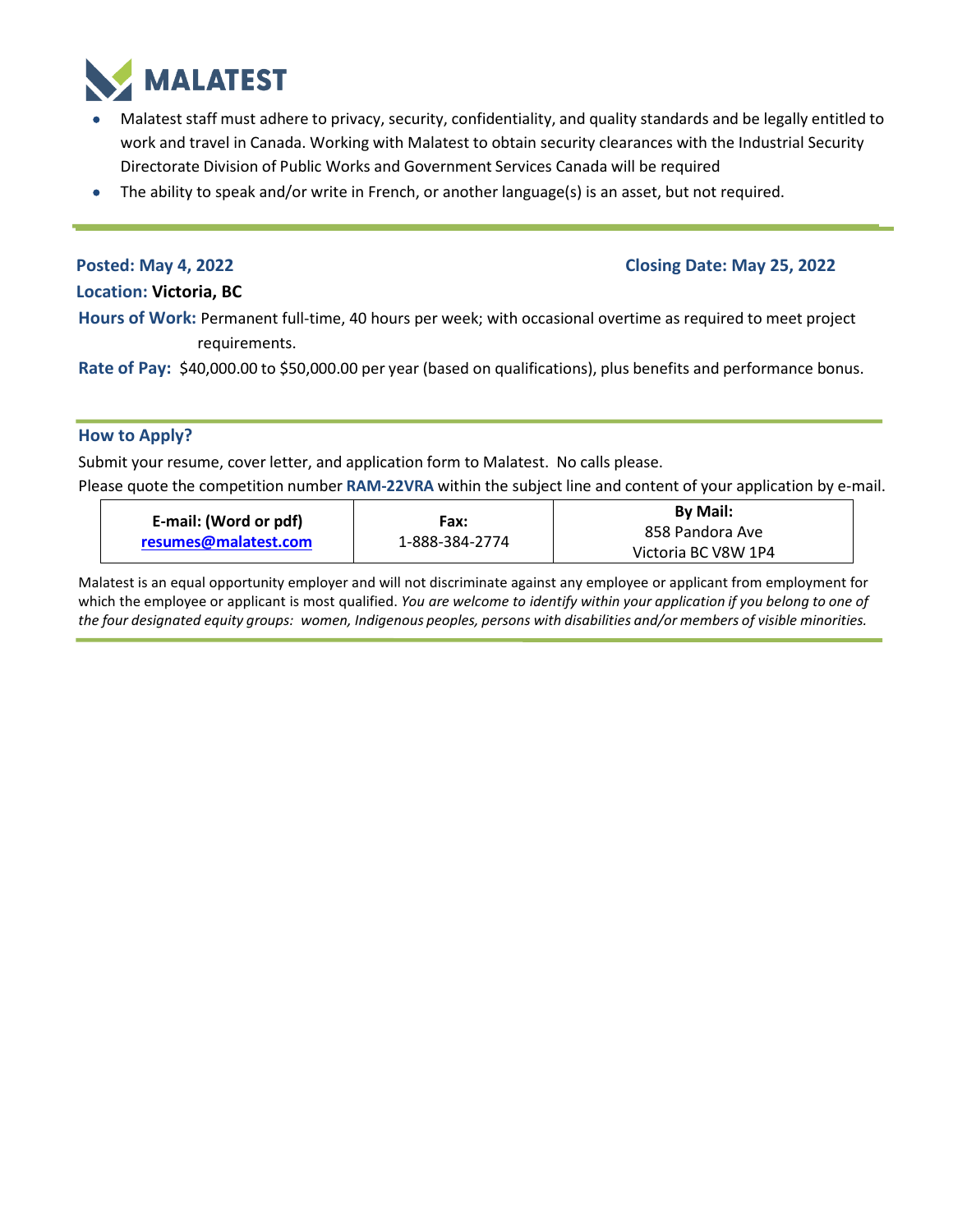- Malatest staff must adhere to privacy, security, confidentiality, and quality standards and be legally entitled to work and travel in Canada. Working with Malatest to obtain security clearances with the Industrial Security Directorate Division of Public Works and Government Services Canada will be required
- The ability to speak and/or write in French, or another language(s) is an asset, but not required.

**Posted: May 4, 2022** **Closing Date: May 25, 2022**

**Location: Victoria, BC**

**Hours of Work:** Permanent full-time, 40 hours per week; with occasional overtime as required to meet project requirements.

**Rate of Pay:** $40,000.00 to $50,000.00 per year (based on qualifications), plus benefits and performance bonus.

## How to Apply?

Submit your resume, cover letter, and application form to Malatest. No calls please.

Please quote the competition number **RAM-22VRA** within the subject line and content of your application by e-mail.

| | | |
|---|---|---|
| **E-mail: (Word or pdf)**<br>resumes@malatest.com | **Fax:**<br>1-888-384-2774 | **By Mail:**<br>858 Pandora Ave<br>Victoria BC V8W 1P4 |

Malatest is an equal opportunity employer and will not discriminate against any employee or applicant from employment for which the employee or applicant is most qualified. *You are welcome to identify within your application if you belong to one of the four designated equity groups: women, Indigenous peoples, persons with disabilities and/or members of visible minorities.*